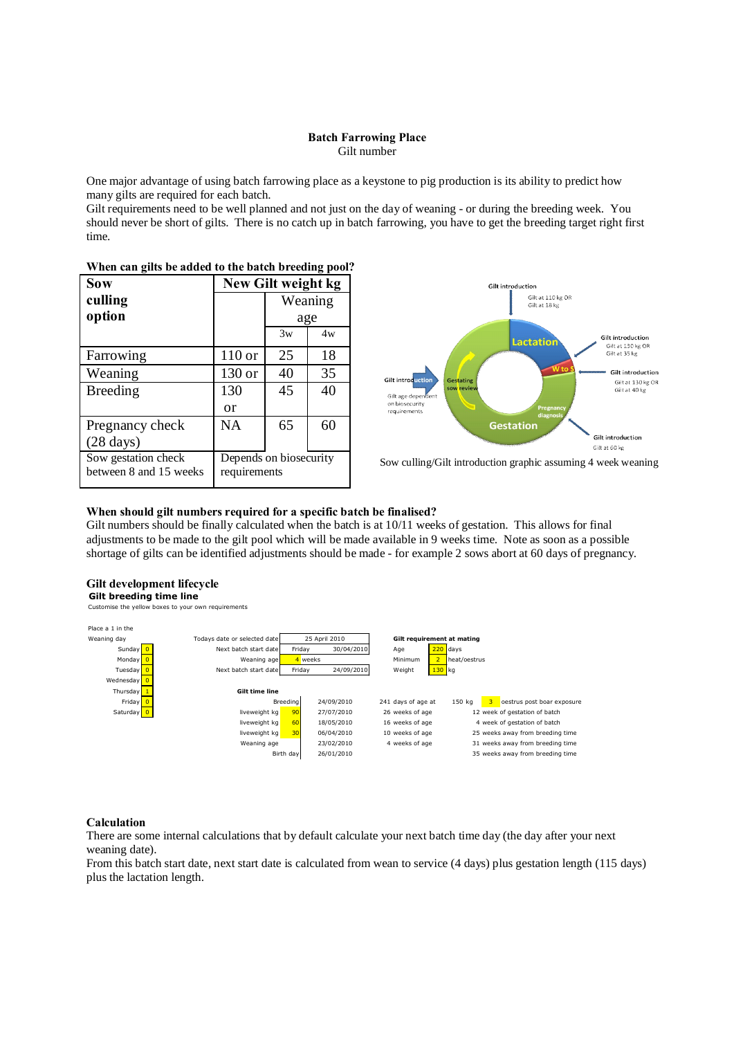# Batch Farrowing Place

Gilt number

One major advantage of using batch farrowing place as a keystone to pig production is its ability to predict how many gilts are required for each batch.

Gilt requirements need to be well planned and not just on the day of weaning - or during the breeding week. You should never be short of gilts. There is no catch up in batch farrowing, you have to get the breeding target right first time.

**When can gilts be added to the batch breeding pool?**

| Sow culling option | New Gilt weight kg | | |
|---|---|---|---|
| | | Weaning age | |
| | | 3w | 4w |
| Farrowing | 110 or | 25 | 18 |
| Weaning | 130 or | 40 | 35 |
| Breeding | 130 or | 45 | 40 |
| Pregnancy check (28 days) | NA | 65 | 60 |
| Sow gestation check between 8 and 15 weeks | Depends on biosecurity requirements | | |

Gilt introduction — Gilt at 110 kg OR Gilt at 18 kg
Lactation
Gilt introduction — Gilt at 130 kg OR Gilt at 35 kg
W to S
Gilt introduction — Gilt at 130 kg OR Gilt at 40 kg
Gilt introduction — Gilt age dependent on biosecurity requirements
Gestating sow review
Pregnancy diagnosis
Gestation
Gilt introduction — Gilt at 60 kg

Sow culling/Gilt introduction graphic assuming 4 week weaning

**When should gilt numbers required for a specific batch be finalised?**

Gilt numbers should be finally calculated when the batch is at 10/11 weeks of gestation. This allows for final adjustments to be made to the gilt pool which will be made available in 9 weeks time. Note as soon as a possible shortage of gilts can be identified adjustments should be made - for example 2 sows abort at 60 days of pregnancy.

**Gilt development lifecycle**

**Gilt breeding time line**

Customise the yellow boxes to your own requirements

| Place a 1 in the Weaning day | |
|---|---|
| Sunday | 0 |
| Monday | 0 |
| Tuesday | 0 |
| Wednesday | 0 |
| Thursday | 1 |
| Friday | 0 |
| Saturday | 0 |

| | | |
|---|---|---|
| Todays date or selected date | 25 April 2010 | |
| Next batch start date | Friday | 30/04/2010 |
| Weaning age | 4 | weeks |
| Next batch start date | Friday | 24/09/2010 |

**Gilt requirement at mating**

| | | |
|---|---|---|
| Age | 220 | days |
| Minimum | 2 | heat/oestrus |
| Weight | 130 | kg |

**Gilt time line**

| | | Date | | | | |
|---|---|---|---|---|---|---|
| Breeding | | 24/09/2010 | 241 days of age at | 150 kg | 3 | oestrus post boar exposure |
| liveweight kg | 90 | 27/07/2010 | 26 weeks of age | | | 12 week of gestation of batch |
| liveweight kg | 60 | 18/05/2010 | 16 weeks of age | | | 4 week of gestation of batch |
| liveweight kg | 30 | 06/04/2010 | 10 weeks of age | | | 25 weeks away from breeding time |
| Weaning age | | 23/02/2010 | 4 weeks of age | | | 31 weeks away from breeding time |
| Birth day | | 26/01/2010 | | | | 35 weeks away from breeding time |

**Calculation**

There are some internal calculations that by default calculate your next batch time day (the day after your next weaning date).

From this batch start date, next start date is calculated from wean to service (4 days) plus gestation length (115 days) plus the lactation length.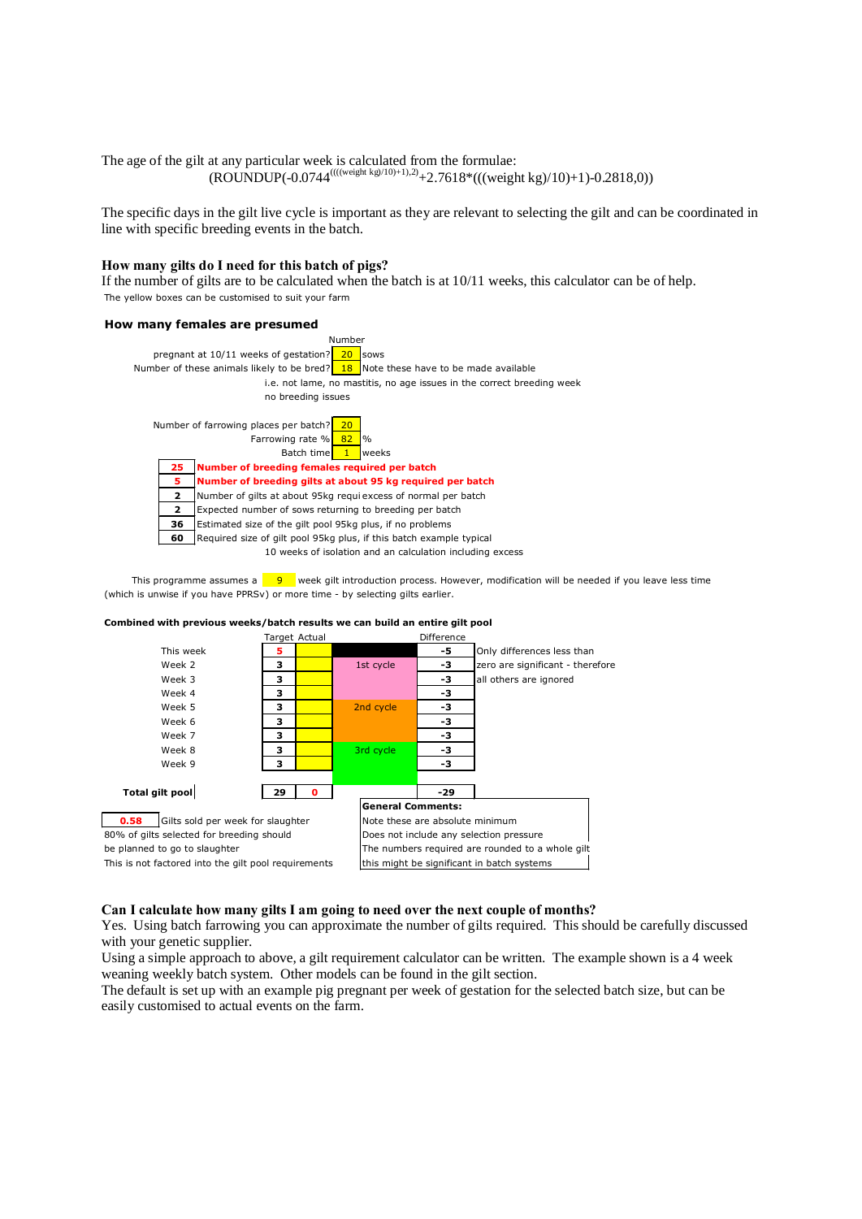The age of the gilt at any particular week is calculated from the formulae:

$$(\text{ROUNDUP}(-0.0744^{(((\text{weight kg})/10)+1),2)}+2.7618*(((\text{weight kg})/10)+1)-0.2818,0))$$

The specific days in the gilt live cycle is important as they are relevant to selecting the gilt and can be coordinated in line with specific breeding events in the batch.

### How many gilts do I need for this batch of pigs?

If the number of gilts are to be calculated when the batch is at 10/11 weeks, this calculator can be of help.

The yellow boxes can be customised to suit your farm

#### How many females are presumed

| | Number | |
|---|---|---|
| pregnant at 10/11 weeks of gestation? | 20 | sows |
| Number of these animals likely to be bred? | 18 | Note these have to be made available |
| | | i.e. not lame, no mastitis, no age issues in the correct breeding week |
| | | no breeding issues |
| Number of farrowing places per batch? | 20 | |
| Farrowing rate % | 82 | % |
| Batch time | 1 | weeks |

| Value | Description |
|---|---|
| **25** | **Number of breeding females required per batch** |
| **5** | **Number of breeding gilts at about 95 kg required per batch** |
| 2 | Number of gilts at about 95kg requi excess of normal per batch |
| 2 | Expected number of sows returning to breeding per batch |
| 36 | Estimated size of the gilt pool 95kg plus, if no problems |
| 60 | Required size of gilt pool 95kg plus, if this batch example typical |

10 weeks of isolation and an calculation including excess

This programme assumes a 9 week gilt introduction process. However, modification will be needed if you leave less time (which is unwise if you have PPRSv) or more time - by selecting gilts earlier.

#### Combined with previous weeks/batch results we can build an entire gilt pool

| | Target | Actual | | Difference | |
|---|---|---|---|---|---|
| This week | 5 | | | -5 | Only differences less than |
| Week 2 | 3 | | 1st cycle | -3 | zero are significant - therefore |
| Week 3 | 3 | | | -3 | all others are ignored |
| Week 4 | 3 | | | -3 | |
| Week 5 | 3 | | 2nd cycle | -3 | |
| Week 6 | 3 | | | -3 | |
| Week 7 | 3 | | | -3 | |
| Week 8 | 3 | | 3rd cycle | -3 | |
| Week 9 | 3 | | | -3 | |
| **Total gilt pool** | 29 | 0 | | -29 | |

**0.58** Gilts sold per week for slaughter

80% of gilts selected for breeding should be planned to go to slaughter

This is not factored into the gilt pool requirements

**General Comments:**

Note these are absolute minimum

Does not include any selection pressure

The numbers required are rounded to a whole gilt

this might be significant in batch systems

### Can I calculate how many gilts I am going to need over the next couple of months?

Yes. Using batch farrowing you can approximate the number of gilts required. This should be carefully discussed with your genetic supplier.

Using a simple approach to above, a gilt requirement calculator can be written. The example shown is a 4 week weaning weekly batch system. Other models can be found in the gilt section.

The default is set up with an example pig pregnant per week of gestation for the selected batch size, but can be easily customised to actual events on the farm.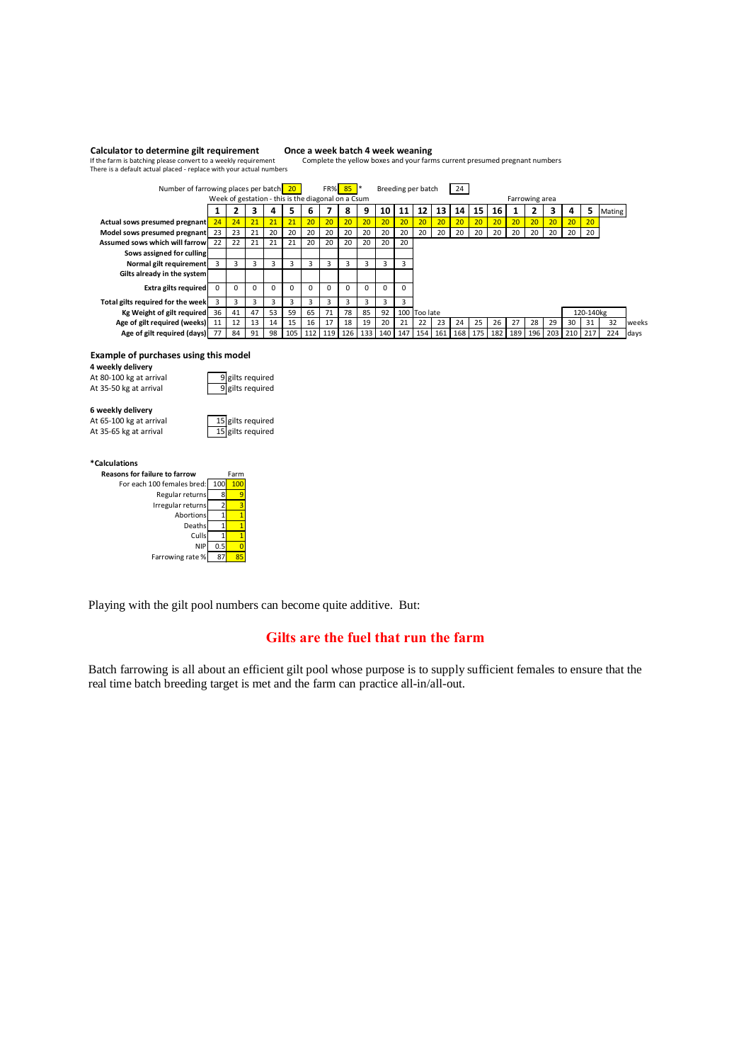**Calculator to determine gilt requirement** **Once a week batch 4 week weaning**

If the farm is batching please convert to a weekly requirement Complete the yellow boxes and your farms current presumed pregnant numbers

There is a default actual placed - replace with your actual numbers

Number of farrowing places per batch 20 FR% 85 * Breeding per batch 24

Week of gestation - this is the diagonal on a Csum

| | | | | | | | | | | | | | | | | | | | | | | | |
|---|---|---|---|---|---|---|---|---|---|---|---|---|---|---|---|---|---|---|---|---|---|---|---|
| | | | | | | | | | | | | | | | | | | Farrowing area | | | | | |
| | 1 | 2 | 3 | 4 | 5 | 6 | 7 | 8 | 9 | 10 | 11 | 12 | 13 | 14 | 15 | 16 | 1 | 2 | 3 | 4 | 5 | Mating | |
| Actual sows presumed pregnant | 24 | 24 | 21 | 21 | 21 | 20 | 20 | 20 | 20 | 20 | 20 | 20 | 20 | 20 | 20 | 20 | 20 | 20 | 20 | 20 | 20 | | |
| Model sows presumed pregnant | 23 | 23 | 21 | 20 | 20 | 20 | 20 | 20 | 20 | 20 | 20 | 20 | 20 | 20 | 20 | 20 | 20 | 20 | 20 | 20 | 20 | | |
| Assumed sows which will farrow | 22 | 22 | 21 | 21 | 21 | 20 | 20 | 20 | 20 | 20 | 20 | | | | | | | | | | | | |
| Sows assigned for culling | | | | | | | | | | | | | | | | | | | | | | | |
| Normal gilt requirement | 3 | 3 | 3 | 3 | 3 | 3 | 3 | 3 | 3 | 3 | 3 | | | | | | | | | | | | |
| Gilts already in the system | | | | | | | | | | | | | | | | | | | | | | | |
| Extra gilts required | 0 | 0 | 0 | 0 | 0 | 0 | 0 | 0 | 0 | 0 | 0 | | | | | | | | | | | | |
| Total gilts required for the week | 3 | 3 | 3 | 3 | 3 | 3 | 3 | 3 | 3 | 3 | 3 | | | | | | | | | | | | |
| Kg Weight of gilt required | 36 | 41 | 47 | 53 | 59 | 65 | 71 | 78 | 85 | 92 | 100 | Too late | | | | | | | | 120-140kg | | | |
| Age of gilt required (weeks) | 11 | 12 | 13 | 14 | 15 | 16 | 17 | 18 | 19 | 20 | 21 | 22 | 23 | 24 | 25 | 26 | 27 | 28 | 29 | 30 | 31 | 32 | weeks |
| Age of gilt required (days) | 77 | 84 | 91 | 98 | 105 | 112 | 119 | 126 | 133 | 140 | 147 | 154 | 161 | 168 | 175 | 182 | 189 | 196 | 203 | 210 | 217 | 224 | days |

**Example of purchases using this model**

**4 weekly delivery**

At 80-100 kg at arrival 9 gilts required

At 35-50 kg at arrival 9 gilts required

**6 weekly delivery**

At 65-100 kg at arrival 15 gilts required

At 35-65 kg at arrival 15 gilts required

***Calculations**

| Reasons for failure to farrow | | Farm |
|---|---|---|
| For each 100 females bred: | 100 | 100 |
| Regular returns | 8 | 9 |
| Irregular returns | 2 | 3 |
| Abortions | 1 | 1 |
| Deaths | 1 | 1 |
| Culls | 1 | 1 |
| NIP | 0.5 | 0 |
| Farrowing rate % | 87 | 85 |

Playing with the gilt pool numbers can become quite additive. But:

## Gilts are the fuel that run the farm

Batch farrowing is all about an efficient gilt pool whose purpose is to supply sufficient females to ensure that the real time batch breeding target is met and the farm can practice all-in/all-out.